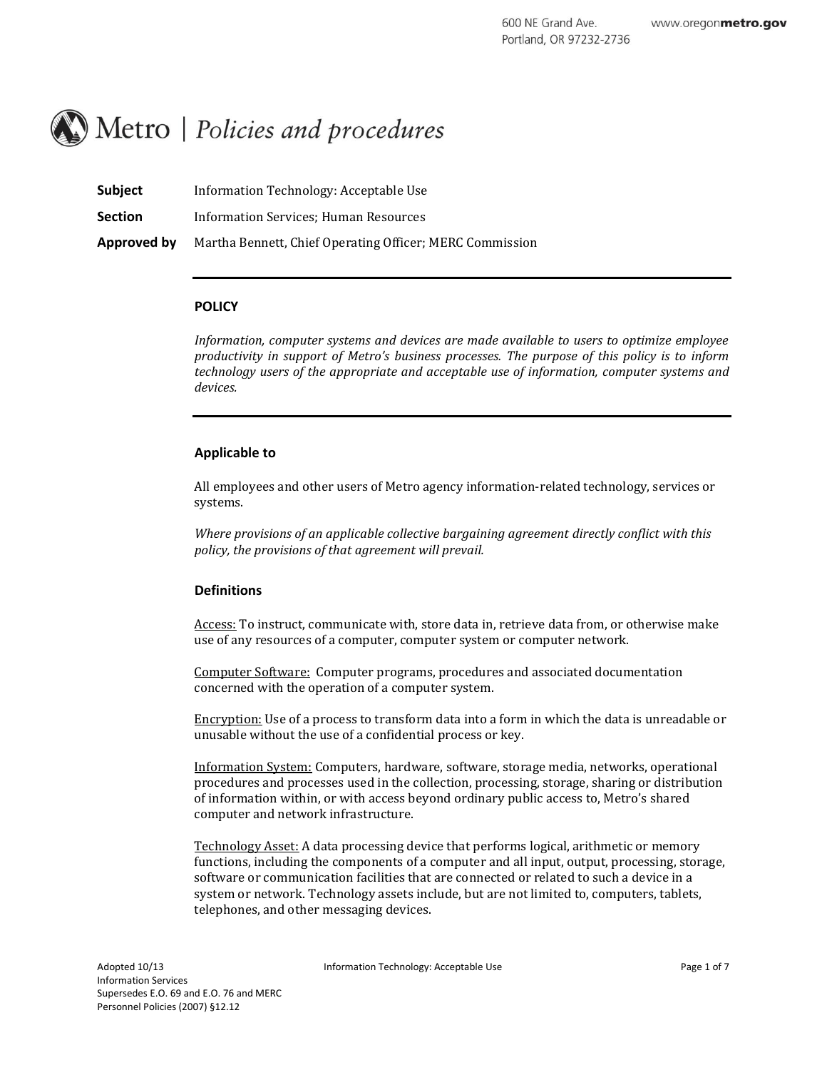# Metro | *Policies and procedures*

**Subject** Information Technology: Acceptable Use

**Section** Information Services; Human Resources

**Approved by** Martha Bennett, Chief Operating Officer; MERC Commission

---

**POLICY**

*Information, computer systems and devices are made available to users to optimize employee productivity in support of Metro's business processes. The purpose of this policy is to inform technology users of the appropriate and acceptable use of information, computer systems and devices.*

---

### Applicable to

All employees and other users of Metro agency information-related technology, services or systems.

*Where provisions of an applicable collective bargaining agreement directly conflict with this policy, the provisions of that agreement will prevail.*

### Definitions

<u>Access:</u> To instruct, communicate with, store data in, retrieve data from, or otherwise make use of any resources of a computer, computer system or computer network.

<u>Computer Software:</u> Computer programs, procedures and associated documentation concerned with the operation of a computer system.

<u>Encryption:</u> Use of a process to transform data into a form in which the data is unreadable or unusable without the use of a confidential process or key.

<u>Information System:</u> Computers, hardware, software, storage media, networks, operational procedures and processes used in the collection, processing, storage, sharing or distribution of information within, or with access beyond ordinary public access to, Metro's shared computer and network infrastructure.

<u>Technology Asset:</u> A data processing device that performs logical, arithmetic or memory functions, including the components of a computer and all input, output, processing, storage, software or communication facilities that are connected or related to such a device in a system or network. Technology assets include, but are not limited to, computers, tablets, telephones, and other messaging devices.

Adopted 10/13
Information Services
Supersedes E.O. 69 and E.O. 76 and MERC Personnel Policies (2007) §12.12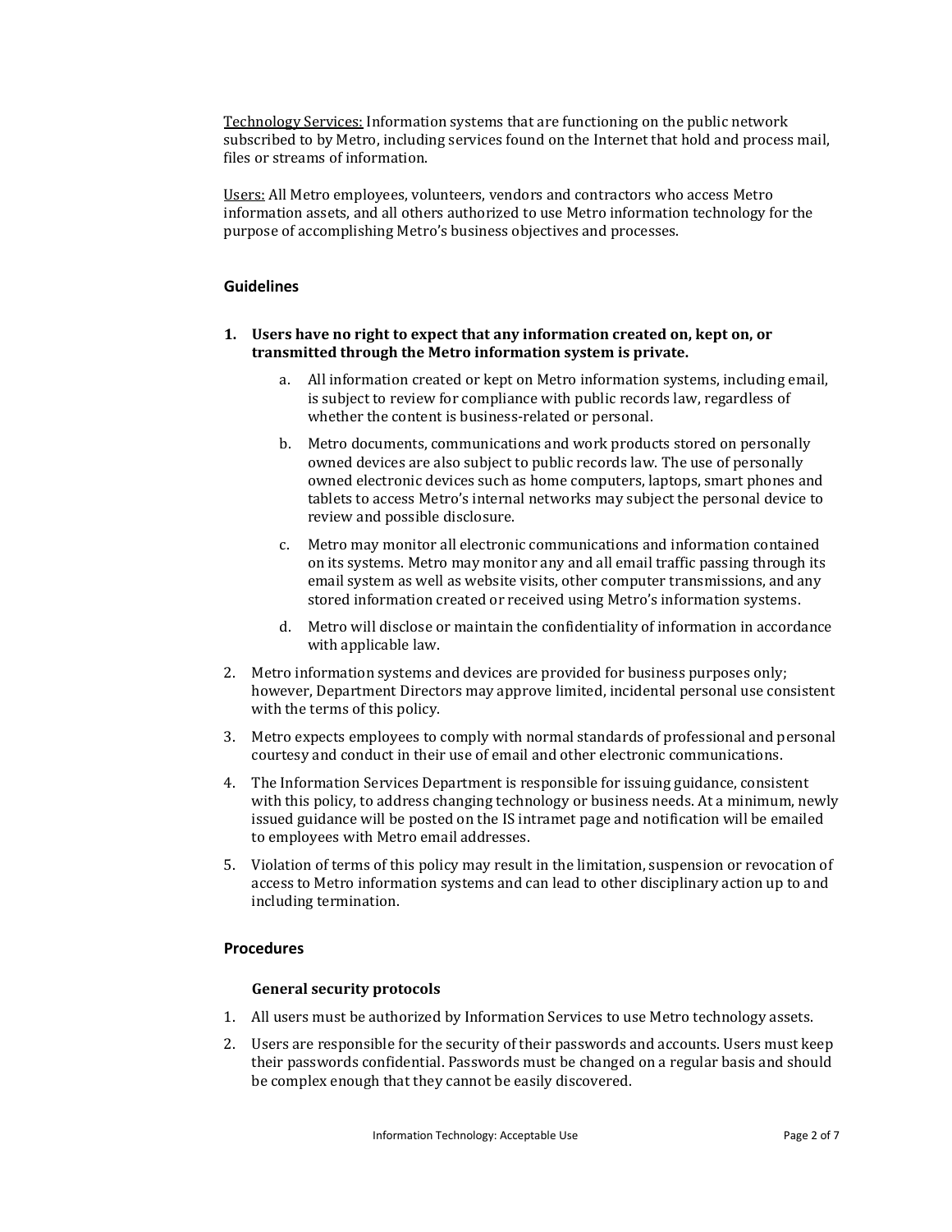Technology Services: Information systems that are functioning on the public network subscribed to by Metro, including services found on the Internet that hold and process mail, files or streams of information.

Users: All Metro employees, volunteers, vendors and contractors who access Metro information assets, and all others authorized to use Metro information technology for the purpose of accomplishing Metro's business objectives and processes.

## Guidelines

1. **Users have no right to expect that any information created on, kept on, or transmitted through the Metro information system is private.**
   a. All information created or kept on Metro information systems, including email, is subject to review for compliance with public records law, regardless of whether the content is business-related or personal.
   b. Metro documents, communications and work products stored on personally owned devices are also subject to public records law. The use of personally owned electronic devices such as home computers, laptops, smart phones and tablets to access Metro's internal networks may subject the personal device to review and possible disclosure.
   c. Metro may monitor all electronic communications and information contained on its systems. Metro may monitor any and all email traffic passing through its email system as well as website visits, other computer transmissions, and any stored information created or received using Metro's information systems.
   d. Metro will disclose or maintain the confidentiality of information in accordance with applicable law.
2. Metro information systems and devices are provided for business purposes only; however, Department Directors may approve limited, incidental personal use consistent with the terms of this policy.
3. Metro expects employees to comply with normal standards of professional and personal courtesy and conduct in their use of email and other electronic communications.
4. The Information Services Department is responsible for issuing guidance, consistent with this policy, to address changing technology or business needs. At a minimum, newly issued guidance will be posted on the IS intramet page and notification will be emailed to employees with Metro email addresses.
5. Violation of terms of this policy may result in the limitation, suspension or revocation of access to Metro information systems and can lead to other disciplinary action up to and including termination.

## Procedures

### General security protocols

1. All users must be authorized by Information Services to use Metro technology assets.
2. Users are responsible for the security of their passwords and accounts. Users must keep their passwords confidential. Passwords must be changed on a regular basis and should be complex enough that they cannot be easily discovered.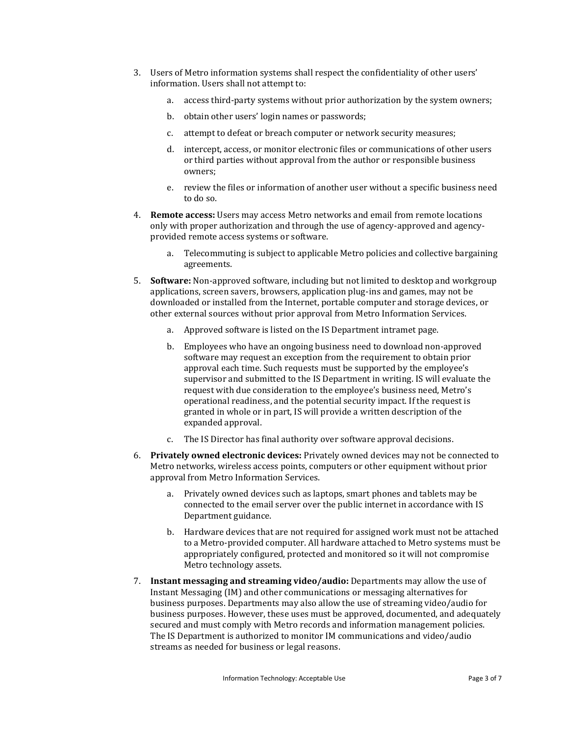3. Users of Metro information systems shall respect the confidentiality of other users' information. Users shall not attempt to:

    a. access third-party systems without prior authorization by the system owners;

    b. obtain other users' login names or passwords;

    c. attempt to defeat or breach computer or network security measures;

    d. intercept, access, or monitor electronic files or communications of other users or third parties without approval from the author or responsible business owners;

    e. review the files or information of another user without a specific business need to do so.

4. **Remote access:** Users may access Metro networks and email from remote locations only with proper authorization and through the use of agency-approved and agency-provided remote access systems or software.

    a. Telecommuting is subject to applicable Metro policies and collective bargaining agreements.

5. **Software:** Non-approved software, including but not limited to desktop and workgroup applications, screen savers, browsers, application plug-ins and games, may not be downloaded or installed from the Internet, portable computer and storage devices, or other external sources without prior approval from Metro Information Services.

    a. Approved software is listed on the IS Department intramet page.

    b. Employees who have an ongoing business need to download non-approved software may request an exception from the requirement to obtain prior approval each time. Such requests must be supported by the employee's supervisor and submitted to the IS Department in writing. IS will evaluate the request with due consideration to the employee's business need, Metro's operational readiness, and the potential security impact. If the request is granted in whole or in part, IS will provide a written description of the expanded approval.

    c. The IS Director has final authority over software approval decisions.

6. **Privately owned electronic devices:** Privately owned devices may not be connected to Metro networks, wireless access points, computers or other equipment without prior approval from Metro Information Services.

    a. Privately owned devices such as laptops, smart phones and tablets may be connected to the email server over the public internet in accordance with IS Department guidance.

    b. Hardware devices that are not required for assigned work must not be attached to a Metro-provided computer. All hardware attached to Metro systems must be appropriately configured, protected and monitored so it will not compromise Metro technology assets.

7. **Instant messaging and streaming video/audio:** Departments may allow the use of Instant Messaging (IM) and other communications or messaging alternatives for business purposes. Departments may also allow the use of streaming video/audio for business purposes. However, these uses must be approved, documented, and adequately secured and must comply with Metro records and information management policies. The IS Department is authorized to monitor IM communications and video/audio streams as needed for business or legal reasons.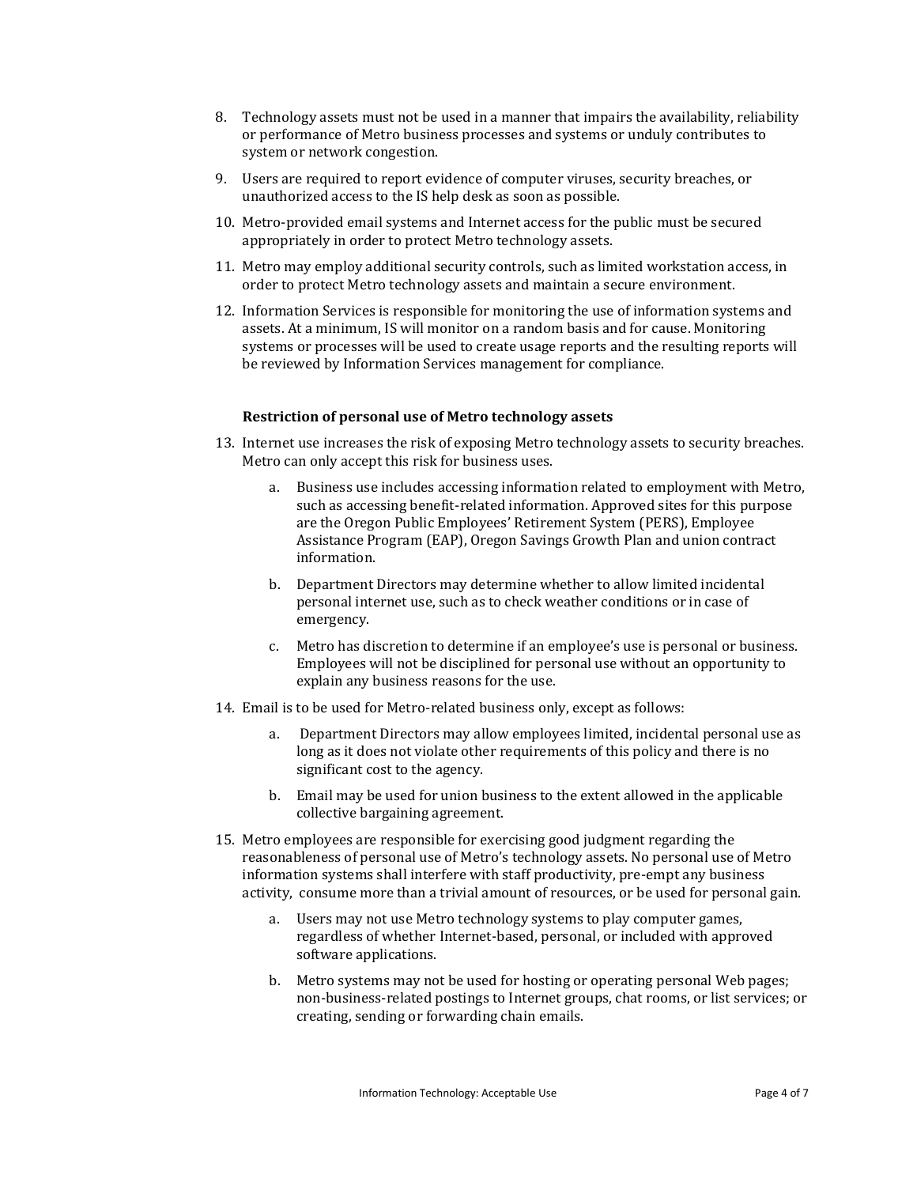8. Technology assets must not be used in a manner that impairs the availability, reliability or performance of Metro business processes and systems or unduly contributes to system or network congestion.

9. Users are required to report evidence of computer viruses, security breaches, or unauthorized access to the IS help desk as soon as possible.

10. Metro-provided email systems and Internet access for the public must be secured appropriately in order to protect Metro technology assets.

11. Metro may employ additional security controls, such as limited workstation access, in order to protect Metro technology assets and maintain a secure environment.

12. Information Services is responsible for monitoring the use of information systems and assets. At a minimum, IS will monitor on a random basis and for cause. Monitoring systems or processes will be used to create usage reports and the resulting reports will be reviewed by Information Services management for compliance.

**Restriction of personal use of Metro technology assets**

13. Internet use increases the risk of exposing Metro technology assets to security breaches. Metro can only accept this risk for business uses.

    a. Business use includes accessing information related to employment with Metro, such as accessing benefit-related information. Approved sites for this purpose are the Oregon Public Employees' Retirement System (PERS), Employee Assistance Program (EAP), Oregon Savings Growth Plan and union contract information.

    b. Department Directors may determine whether to allow limited incidental personal internet use, such as to check weather conditions or in case of emergency.

    c. Metro has discretion to determine if an employee's use is personal or business. Employees will not be disciplined for personal use without an opportunity to explain any business reasons for the use.

14. Email is to be used for Metro-related business only, except as follows:

    a. Department Directors may allow employees limited, incidental personal use as long as it does not violate other requirements of this policy and there is no significant cost to the agency.

    b. Email may be used for union business to the extent allowed in the applicable collective bargaining agreement.

15. Metro employees are responsible for exercising good judgment regarding the reasonableness of personal use of Metro's technology assets. No personal use of Metro information systems shall interfere with staff productivity, pre-empt any business activity, consume more than a trivial amount of resources, or be used for personal gain.

    a. Users may not use Metro technology systems to play computer games, regardless of whether Internet-based, personal, or included with approved software applications.

    b. Metro systems may not be used for hosting or operating personal Web pages; non-business-related postings to Internet groups, chat rooms, or list services; or creating, sending or forwarding chain emails.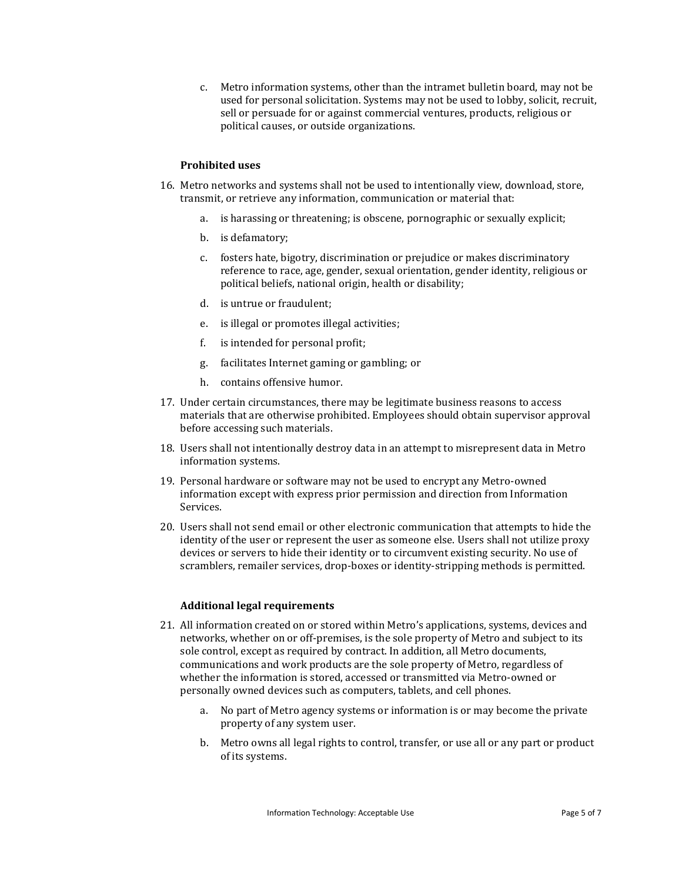c. Metro information systems, other than the intramet bulletin board, may not be used for personal solicitation. Systems may not be used to lobby, solicit, recruit, sell or persuade for or against commercial ventures, products, religious or political causes, or outside organizations.

**Prohibited uses**

16. Metro networks and systems shall not be used to intentionally view, download, store, transmit, or retrieve any information, communication or material that:
    a. is harassing or threatening; is obscene, pornographic or sexually explicit;
    b. is defamatory;
    c. fosters hate, bigotry, discrimination or prejudice or makes discriminatory reference to race, age, gender, sexual orientation, gender identity, religious or political beliefs, national origin, health or disability;
    d. is untrue or fraudulent;
    e. is illegal or promotes illegal activities;
    f. is intended for personal profit;
    g. facilitates Internet gaming or gambling; or
    h. contains offensive humor.
17. Under certain circumstances, there may be legitimate business reasons to access materials that are otherwise prohibited. Employees should obtain supervisor approval before accessing such materials.
18. Users shall not intentionally destroy data in an attempt to misrepresent data in Metro information systems.
19. Personal hardware or software may not be used to encrypt any Metro-owned information except with express prior permission and direction from Information Services.
20. Users shall not send email or other electronic communication that attempts to hide the identity of the user or represent the user as someone else. Users shall not utilize proxy devices or servers to hide their identity or to circumvent existing security. No use of scramblers, remailer services, drop-boxes or identity-stripping methods is permitted.

**Additional legal requirements**

21. All information created on or stored within Metro's applications, systems, devices and networks, whether on or off-premises, is the sole property of Metro and subject to its sole control, except as required by contract. In addition, all Metro documents, communications and work products are the sole property of Metro, regardless of whether the information is stored, accessed or transmitted via Metro-owned or personally owned devices such as computers, tablets, and cell phones.
    a. No part of Metro agency systems or information is or may become the private property of any system user.
    b. Metro owns all legal rights to control, transfer, or use all or any part or product of its systems.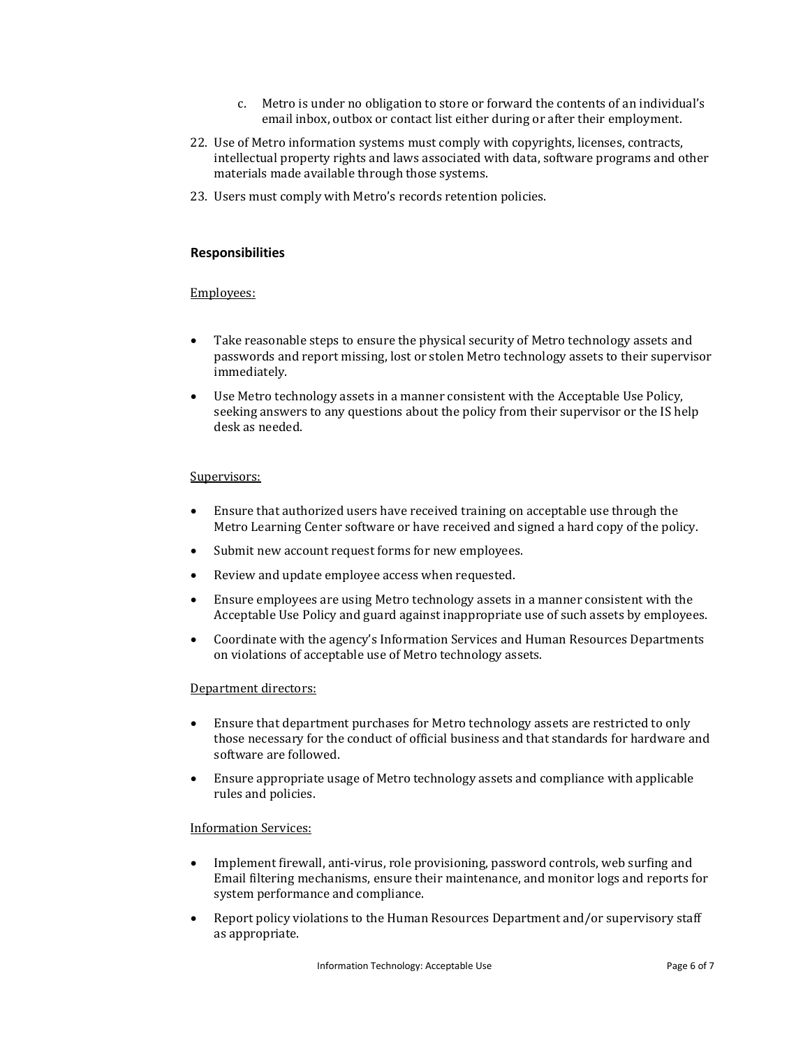c. Metro is under no obligation to store or forward the contents of an individual's email inbox, outbox or contact list either during or after their employment.

22. Use of Metro information systems must comply with copyrights, licenses, contracts, intellectual property rights and laws associated with data, software programs and other materials made available through those systems.
23. Users must comply with Metro's records retention policies.

## Responsibilities

Employees:

- Take reasonable steps to ensure the physical security of Metro technology assets and passwords and report missing, lost or stolen Metro technology assets to their supervisor immediately.
- Use Metro technology assets in a manner consistent with the Acceptable Use Policy, seeking answers to any questions about the policy from their supervisor or the IS help desk as needed.

Supervisors:

- Ensure that authorized users have received training on acceptable use through the Metro Learning Center software or have received and signed a hard copy of the policy.
- Submit new account request forms for new employees.
- Review and update employee access when requested.
- Ensure employees are using Metro technology assets in a manner consistent with the Acceptable Use Policy and guard against inappropriate use of such assets by employees.
- Coordinate with the agency's Information Services and Human Resources Departments on violations of acceptable use of Metro technology assets.

Department directors:

- Ensure that department purchases for Metro technology assets are restricted to only those necessary for the conduct of official business and that standards for hardware and software are followed.
- Ensure appropriate usage of Metro technology assets and compliance with applicable rules and policies.

Information Services:

- Implement firewall, anti-virus, role provisioning, password controls, web surfing and Email filtering mechanisms, ensure their maintenance, and monitor logs and reports for system performance and compliance.
- Report policy violations to the Human Resources Department and/or supervisory staff as appropriate.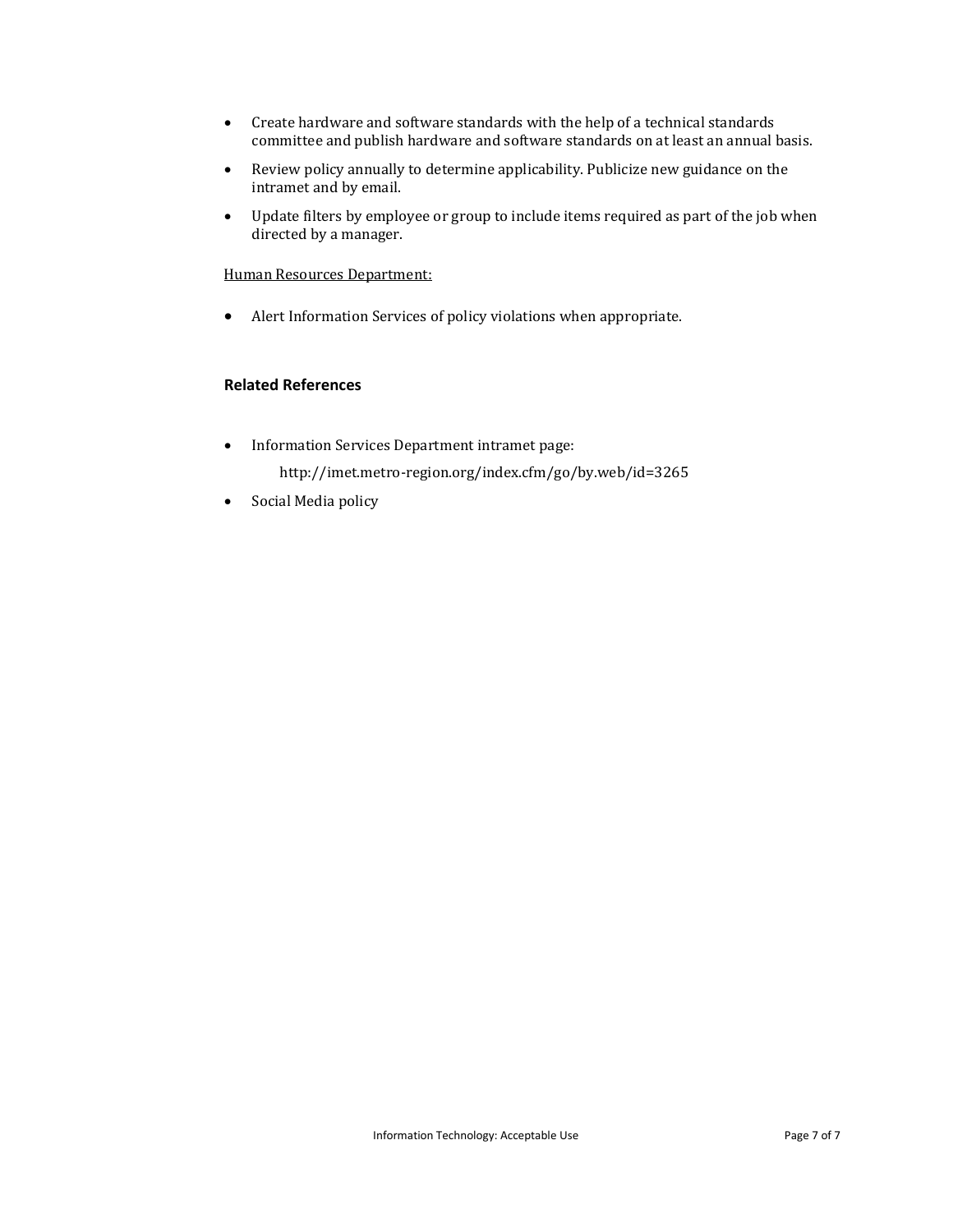- Create hardware and software standards with the help of a technical standards committee and publish hardware and software standards on at least an annual basis.
- Review policy annually to determine applicability. Publicize new guidance on the intramet and by email.
- Update filters by employee or group to include items required as part of the job when directed by a manager.

Human Resources Department:

- Alert Information Services of policy violations when appropriate.

## Related References

- Information Services Department intramet page:

  http://imet.metro-region.org/index.cfm/go/by.web/id=3265
- Social Media policy